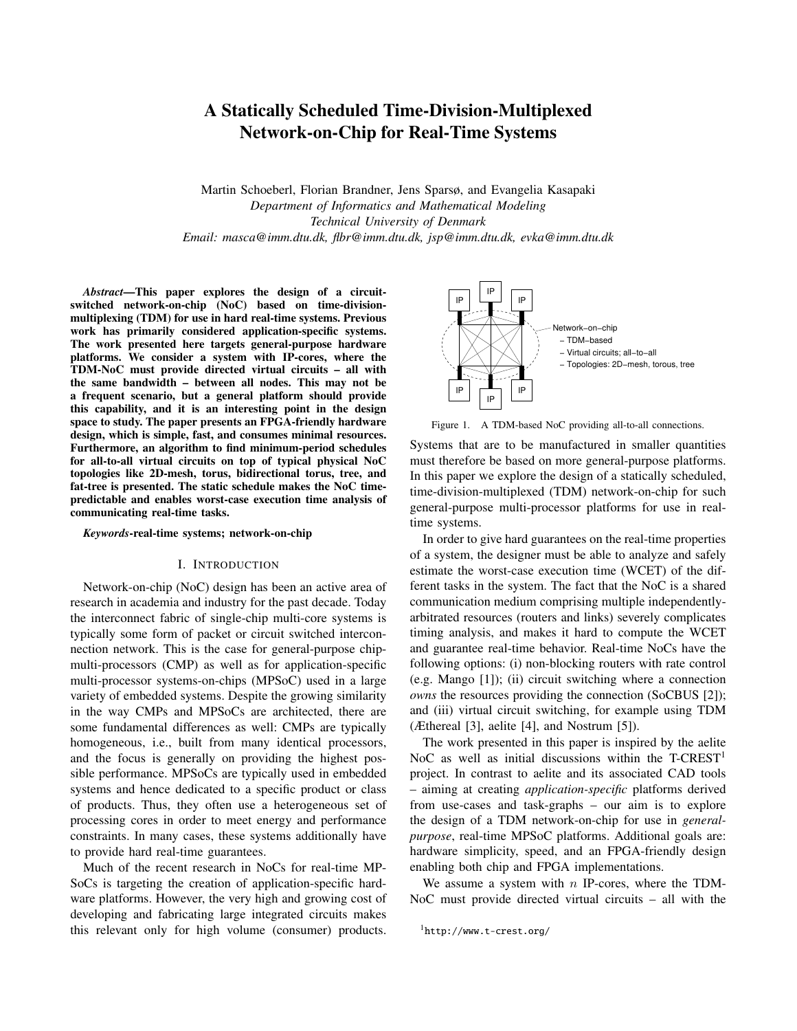# A Statically Scheduled Time-Division-Multiplexed Network-on-Chip for Real-Time Systems

Martin Schoeberl, Florian Brandner, Jens Sparsø, and Evangelia Kasapaki
*Department of Informatics and Mathematical Modeling*
*Technical University of Denmark*
*Email: masca@imm.dtu.dk, flbr@imm.dtu.dk, jsp@imm.dtu.dk, evka@imm.dtu.dk*

***Abstract*—This paper explores the design of a circuit-switched network-on-chip (NoC) based on time-division-multiplexing (TDM) for use in hard real-time systems. Previous work has primarily considered application-specific systems. The work presented here targets general-purpose hardware platforms. We consider a system with IP-cores, where the TDM-NoC must provide directed virtual circuits – all with the same bandwidth – between all nodes. This may not be a frequent scenario, but a general platform should provide this capability, and it is an interesting point in the design space to study. The paper presents an FPGA-friendly hardware design, which is simple, fast, and consumes minimal resources. Furthermore, an algorithm to find minimum-period schedules for all-to-all virtual circuits on top of typical physical NoC topologies like 2D-mesh, torus, bidirectional torus, tree, and fat-tree is presented. The static schedule makes the NoC time-predictable and enables worst-case execution time analysis of communicating real-time tasks.**

***Keywords*-real-time systems; network-on-chip**

## I. Introduction

Network-on-chip (NoC) design has been an active area of research in academia and industry for the past decade. Today the interconnect fabric of single-chip multi-core systems is typically some form of packet or circuit switched interconnection network. This is the case for general-purpose chip-multi-processors (CMP) as well as for application-specific multi-processor systems-on-chips (MPSoC) used in a large variety of embedded systems. Despite the growing similarity in the way CMPs and MPSoCs are architected, there are some fundamental differences as well: CMPs are typically homogeneous, i.e., built from many identical processors, and the focus is generally on providing the highest possible performance. MPSoCs are typically used in embedded systems and hence dedicated to a specific product or class of products. Thus, they often use a heterogeneous set of processing cores in order to meet energy and performance constraints. In many cases, these systems additionally have to provide hard real-time guarantees.

Much of the recent research in NoCs for real-time MPSoCs is targeting the creation of application-specific hardware platforms. However, the very high and growing cost of developing and fabricating large integrated circuits makes this relevant only for high volume (consumer) products. Systems that are to be manufactured in smaller quantities must therefore be based on more general-purpose platforms. In this paper we explore the design of a statically scheduled, time-division-multiplexed (TDM) network-on-chip for such general-purpose multi-processor platforms for use in real-time systems.

IP
IP
IP
IP
IP
IP
Network−on−chip
– TDM−based
– Virtual circuits; all−to−all
– Topologies: 2D−mesh, torous, tree

Figure 1. A TDM-based NoC providing all-to-all connections.

In order to give hard guarantees on the real-time properties of a system, the designer must be able to analyze and safely estimate the worst-case execution time (WCET) of the different tasks in the system. The fact that the NoC is a shared communication medium comprising multiple independently-arbitrated resources (routers and links) severely complicates timing analysis, and makes it hard to compute the WCET and guarantee real-time behavior. Real-time NoCs have the following options: (i) non-blocking routers with rate control (e.g. Mango [1]); (ii) circuit switching where a connection *owns* the resources providing the connection (SoCBUS [2]); and (iii) virtual circuit switching, for example using TDM (Æthereal [3], aelite [4], and Nostrum [5]).

The work presented in this paper is inspired by the aelite NoC as well as initial discussions within the T-CREST[1] project. In contrast to aelite and its associated CAD tools – aiming at creating *application-specific* platforms derived from use-cases and task-graphs – our aim is to explore the design of a TDM network-on-chip for use in *general-purpose*, real-time MPSoC platforms. Additional goals are: hardware simplicity, speed, and an FPGA-friendly design enabling both chip and FPGA implementations.

We assume a system with $n$ IP-cores, where the TDM-NoC must provide directed virtual circuits – all with the

[1] http://www.t-crest.org/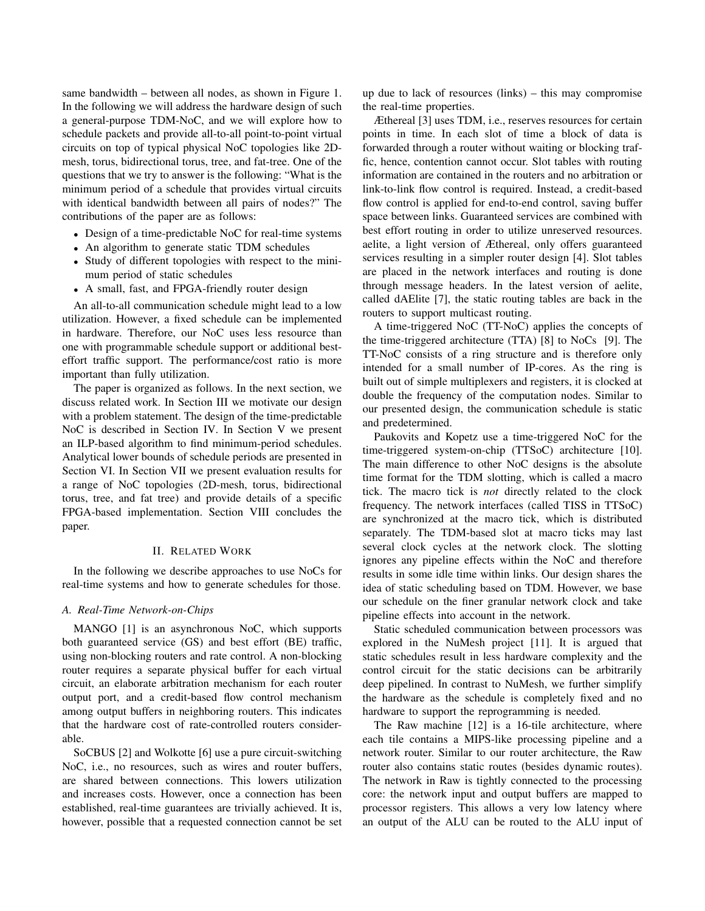same bandwidth – between all nodes, as shown in Figure 1. In the following we will address the hardware design of such a general-purpose TDM-NoC, and we will explore how to schedule packets and provide all-to-all point-to-point virtual circuits on top of typical physical NoC topologies like 2D-mesh, torus, bidirectional torus, tree, and fat-tree. One of the questions that we try to answer is the following: "What is the minimum period of a schedule that provides virtual circuits with identical bandwidth between all pairs of nodes?" The contributions of the paper are as follows:

- Design of a time-predictable NoC for real-time systems
- An algorithm to generate static TDM schedules
- Study of different topologies with respect to the minimum period of static schedules
- A small, fast, and FPGA-friendly router design

An all-to-all communication schedule might lead to a low utilization. However, a fixed schedule can be implemented in hardware. Therefore, our NoC uses less resource than one with programmable schedule support or additional best-effort traffic support. The performance/cost ratio is more important than fully utilization.

The paper is organized as follows. In the next section, we discuss related work. In Section III we motivate our design with a problem statement. The design of the time-predictable NoC is described in Section IV. In Section V we present an ILP-based algorithm to find minimum-period schedules. Analytical lower bounds of schedule periods are presented in Section VI. In Section VII we present evaluation results for a range of NoC topologies (2D-mesh, torus, bidirectional torus, tree, and fat tree) and provide details of a specific FPGA-based implementation. Section VIII concludes the paper.

## II. Related Work

In the following we describe approaches to use NoCs for real-time systems and how to generate schedules for those.

### A. Real-Time Network-on-Chips

MANGO [1] is an asynchronous NoC, which supports both guaranteed service (GS) and best effort (BE) traffic, using non-blocking routers and rate control. A non-blocking router requires a separate physical buffer for each virtual circuit, an elaborate arbitration mechanism for each router output port, and a credit-based flow control mechanism among output buffers in neighboring routers. This indicates that the hardware cost of rate-controlled routers considerable.

SoCBUS [2] and Wolkotte [6] use a pure circuit-switching NoC, i.e., no resources, such as wires and router buffers, are shared between connections. This lowers utilization and increases costs. However, once a connection has been established, real-time guarantees are trivially achieved. It is, however, possible that a requested connection cannot be set up due to lack of resources (links) – this may compromise the real-time properties.

Æthereal [3] uses TDM, i.e., reserves resources for certain points in time. In each slot of time a block of data is forwarded through a router without waiting or blocking traffic, hence, contention cannot occur. Slot tables with routing information are contained in the routers and no arbitration or link-to-link flow control is required. Instead, a credit-based flow control is applied for end-to-end control, saving buffer space between links. Guaranteed services are combined with best effort routing in order to utilize unreserved resources. aelite, a light version of Æthereal, only offers guaranteed services resulting in a simpler router design [4]. Slot tables are placed in the network interfaces and routing is done through message headers. In the latest version of aelite, called dAElite [7], the static routing tables are back in the routers to support multicast routing.

A time-triggered NoC (TT-NoC) applies the concepts of the time-triggered architecture (TTA) [8] to NoCs [9]. The TT-NoC consists of a ring structure and is therefore only intended for a small number of IP-cores. As the ring is built out of simple multiplexers and registers, it is clocked at double the frequency of the computation nodes. Similar to our presented design, the communication schedule is static and predetermined.

Paukovits and Kopetz use a time-triggered NoC for the time-triggered system-on-chip (TTSoC) architecture [10]. The main difference to other NoC designs is the absolute time format for the TDM slotting, which is called a macro tick. The macro tick is *not* directly related to the clock frequency. The network interfaces (called TISS in TTSoC) are synchronized at the macro tick, which is distributed separately. The TDM-based slot at macro ticks may last several clock cycles at the network clock. The slotting ignores any pipeline effects within the NoC and therefore results in some idle time within links. Our design shares the idea of static scheduling based on TDM. However, we base our schedule on the finer granular network clock and take pipeline effects into account in the network.

Static scheduled communication between processors was explored in the NuMesh project [11]. It is argued that static schedules result in less hardware complexity and the control circuit for the static decisions can be arbitrarily deep pipelined. In contrast to NuMesh, we further simplify the hardware as the schedule is completely fixed and no hardware to support the reprogramming is needed.

The Raw machine [12] is a 16-tile architecture, where each tile contains a MIPS-like processing pipeline and a network router. Similar to our router architecture, the Raw router also contains static routes (besides dynamic routes). The network in Raw is tightly connected to the processing core: the network input and output buffers are mapped to processor registers. This allows a very low latency where an output of the ALU can be routed to the ALU input of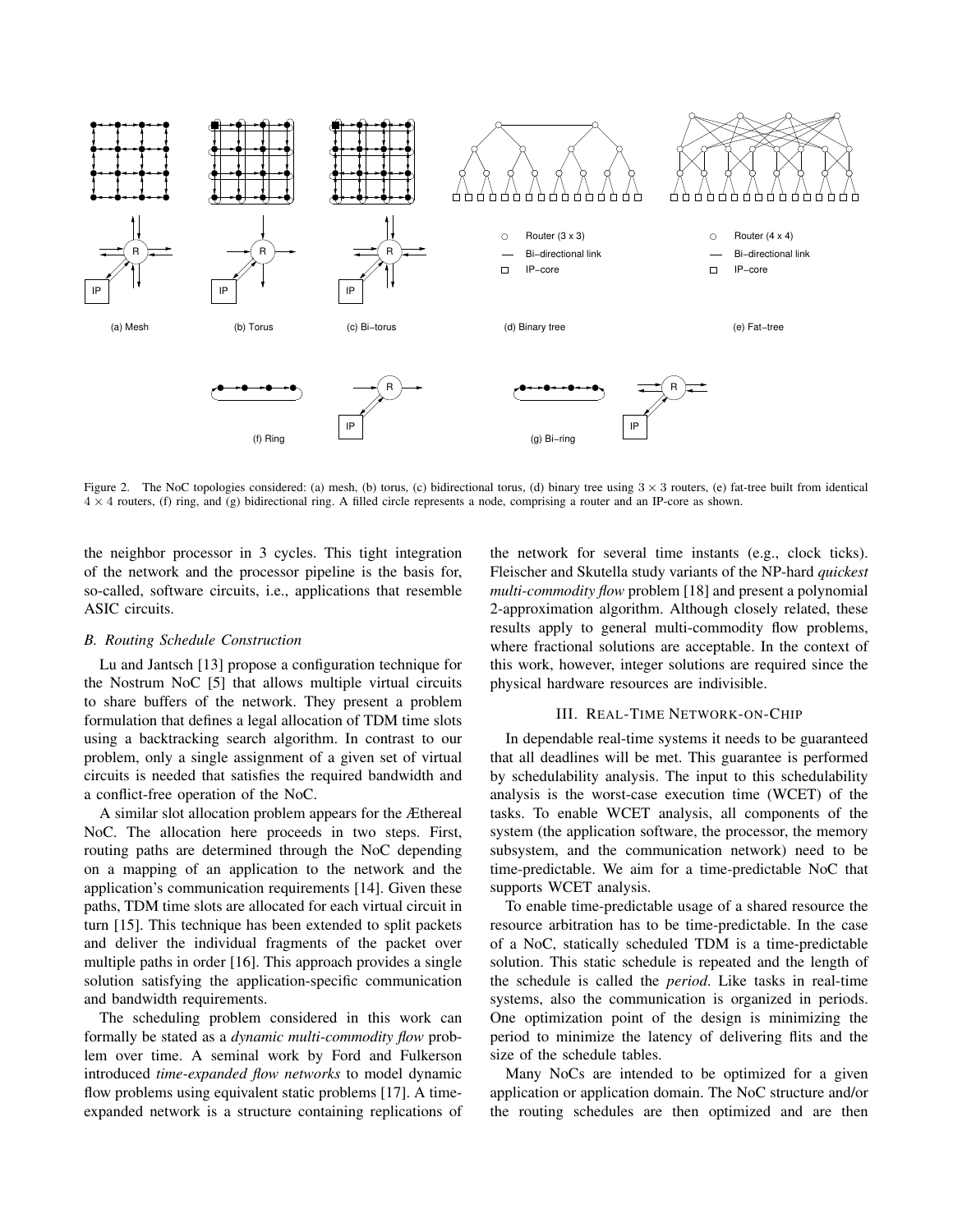Figure 2. The NoC topologies considered: (a) mesh, (b) torus, (c) bidirectional torus, (d) binary tree using $3 \times 3$ routers, (e) fat-tree built from identical $4 \times 4$ routers, (f) ring, and (g) bidirectional ring. A filled circle represents a node, comprising a router and an IP-core as shown.

the neighbor processor in 3 cycles. This tight integration of the network and the processor pipeline is the basis for, so-called, software circuits, i.e., applications that resemble ASIC circuits.

### B. Routing Schedule Construction

Lu and Jantsch [13] propose a configuration technique for the Nostrum NoC [5] that allows multiple virtual circuits to share buffers of the network. They present a problem formulation that defines a legal allocation of TDM time slots using a backtracking search algorithm. In contrast to our problem, only a single assignment of a given set of virtual circuits is needed that satisfies the required bandwidth and a conflict-free operation of the NoC.

A similar slot allocation problem appears for the Æthereal NoC. The allocation here proceeds in two steps. First, routing paths are determined through the NoC depending on a mapping of an application to the network and the application's communication requirements [14]. Given these paths, TDM time slots are allocated for each virtual circuit in turn [15]. This technique has been extended to split packets and deliver the individual fragments of the packet over multiple paths in order [16]. This approach provides a single solution satisfying the application-specific communication and bandwidth requirements.

The scheduling problem considered in this work can formally be stated as a *dynamic multi-commodity flow* problem over time. A seminal work by Ford and Fulkerson introduced *time-expanded flow networks* to model dynamic flow problems using equivalent static problems [17]. A time-expanded network is a structure containing replications of the network for several time instants (e.g., clock ticks). Fleischer and Skutella study variants of the NP-hard *quickest multi-commodity flow* problem [18] and present a polynomial 2-approximation algorithm. Although closely related, these results apply to general multi-commodity flow problems, where fractional solutions are acceptable. In the context of this work, however, integer solutions are required since the physical hardware resources are indivisible.

## III. Real-Time Network-on-Chip

In dependable real-time systems it needs to be guaranteed that all deadlines will be met. This guarantee is performed by schedulability analysis. The input to this schedulability analysis is the worst-case execution time (WCET) of the tasks. To enable WCET analysis, all components of the system (the application software, the processor, the memory subsystem, and the communication network) need to be time-predictable. We aim for a time-predictable NoC that supports WCET analysis.

To enable time-predictable usage of a shared resource the resource arbitration has to be time-predictable. In the case of a NoC, statically scheduled TDM is a time-predictable solution. This static schedule is repeated and the length of the schedule is called the *period*. Like tasks in real-time systems, also the communication is organized in periods. One optimization point of the design is minimizing the period to minimize the latency of delivering flits and the size of the schedule tables.

Many NoCs are intended to be optimized for a given application or application domain. The NoC structure and/or the routing schedules are then optimized and are then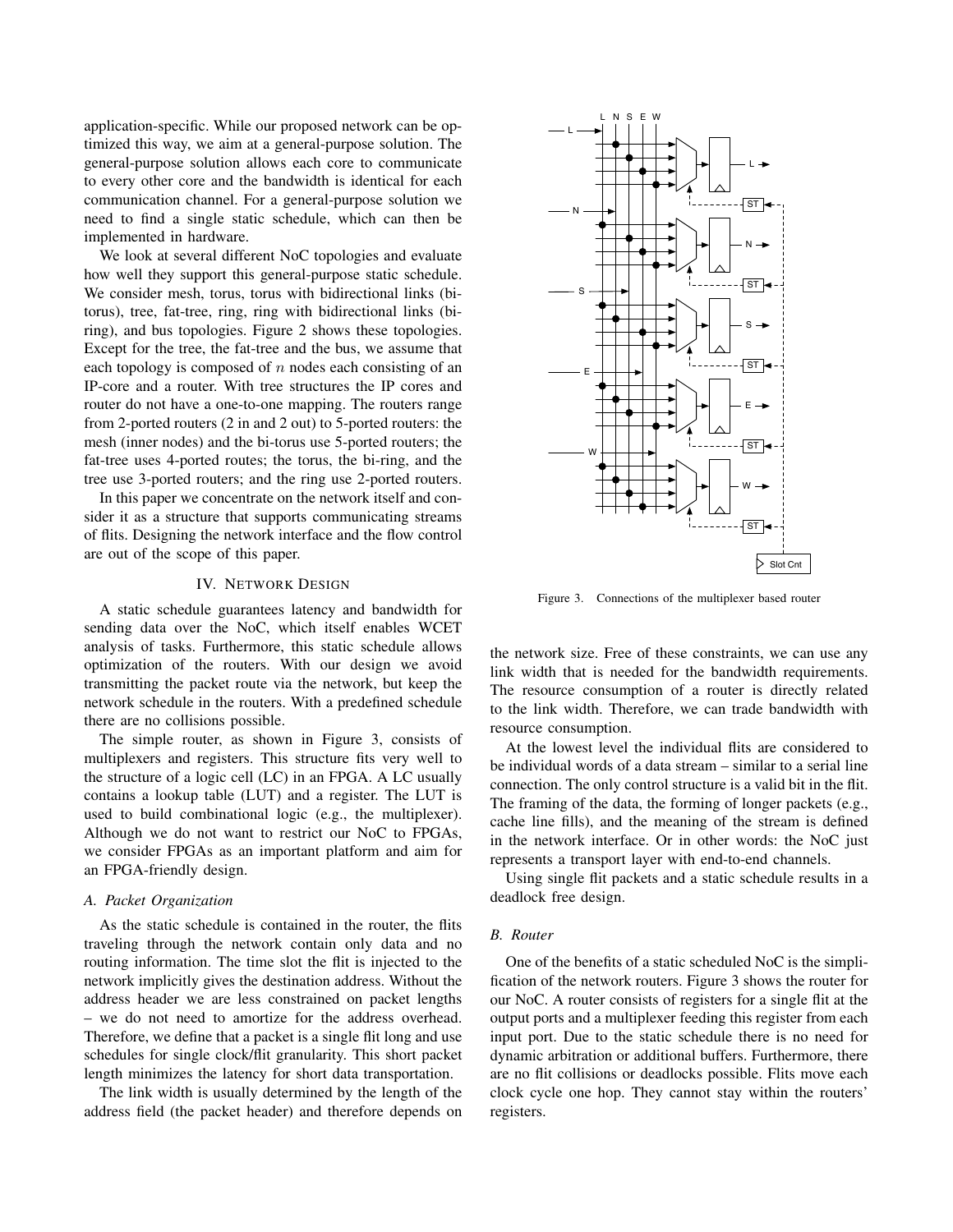application-specific. While our proposed network can be optimized this way, we aim at a general-purpose solution. The general-purpose solution allows each core to communicate to every other core and the bandwidth is identical for each communication channel. For a general-purpose solution we need to find a single static schedule, which can then be implemented in hardware.

We look at several different NoC topologies and evaluate how well they support this general-purpose static schedule. We consider mesh, torus, torus with bidirectional links (bi-torus), tree, fat-tree, ring, ring with bidirectional links (bi-ring), and bus topologies. Figure 2 shows these topologies. Except for the tree, the fat-tree and the bus, we assume that each topology is composed of $n$ nodes each consisting of an IP-core and a router. With tree structures the IP cores and router do not have a one-to-one mapping. The routers range from 2-ported routers (2 in and 2 out) to 5-ported routers: the mesh (inner nodes) and the bi-torus use 5-ported routers; the fat-tree uses 4-ported routes; the torus, the bi-ring, and the tree use 3-ported routers; and the ring use 2-ported routers.

In this paper we concentrate on the network itself and consider it as a structure that supports communicating streams of flits. Designing the network interface and the flow control are out of the scope of this paper.

## IV. Network Design

A static schedule guarantees latency and bandwidth for sending data over the NoC, which itself enables WCET analysis of tasks. Furthermore, this static schedule allows optimization of the routers. With our design we avoid transmitting the packet route via the network, but keep the network schedule in the routers. With a predefined schedule there are no collisions possible.

The simple router, as shown in Figure 3, consists of multiplexers and registers. This structure fits very well to the structure of a logic cell (LC) in an FPGA. A LC usually contains a lookup table (LUT) and a register. The LUT is used to build combinational logic (e.g., the multiplexer). Although we do not want to restrict our NoC to FPGAs, we consider FPGAs as an important platform and aim for an FPGA-friendly design.

### A. Packet Organization

As the static schedule is contained in the router, the flits traveling through the network contain only data and no routing information. The time slot the flit is injected to the network implicitly gives the destination address. Without the address header we are less constrained on packet lengths – we do not need to amortize for the address overhead. Therefore, we define that a packet is a single flit long and use schedules for single clock/flit granularity. This short packet length minimizes the latency for short data transportation.

The link width is usually determined by the length of the address field (the packet header) and therefore depends on the network size. Free of these constraints, we can use any link width that is needed for the bandwidth requirements. The resource consumption of a router is directly related to the link width. Therefore, we can trade bandwidth with resource consumption.

At the lowest level the individual flits are considered to be individual words of a data stream – similar to a serial line connection. The only control structure is a valid bit in the flit. The framing of the data, the forming of longer packets (e.g., cache line fills), and the meaning of the stream is defined in the network interface. Or in other words: the NoC just represents a transport layer with end-to-end channels.

Using single flit packets and a static schedule results in a deadlock free design.

L N S E W
L
L
N
N
S
S
E
E
W
W
ST
ST
ST
ST
ST
Slot Cnt

Figure 3. Connections of the multiplexer based router

### B. Router

One of the benefits of a static scheduled NoC is the simplification of the network routers. Figure 3 shows the router for our NoC. A router consists of registers for a single flit at the output ports and a multiplexer feeding this register from each input port. Due to the static schedule there is no need for dynamic arbitration or additional buffers. Furthermore, there are no flit collisions or deadlocks possible. Flits move each clock cycle one hop. They cannot stay within the routers' registers.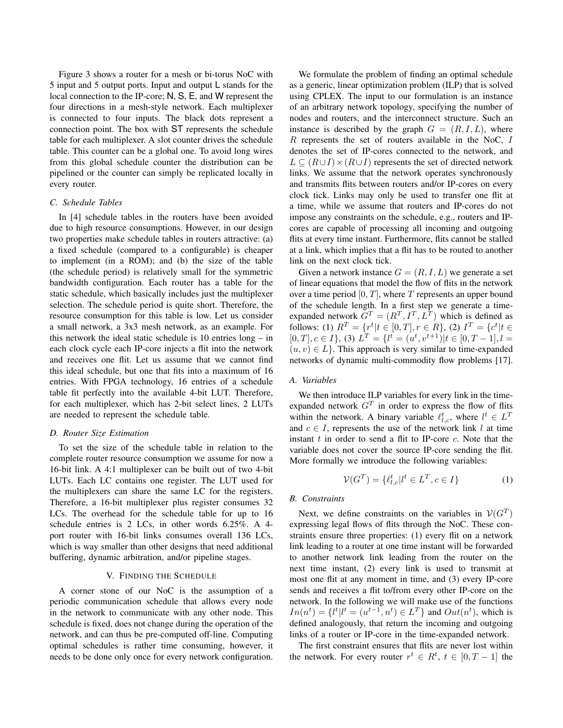Figure 3 shows a router for a mesh or bi-torus NoC with 5 input and 5 output ports. Input and output L stands for the local connection to the IP-core; N, S, E, and W represent the four directions in a mesh-style network. Each multiplexer is connected to four inputs. The black dots represent a connection point. The box with ST represents the schedule table for each multiplexer. A slot counter drives the schedule table. This counter can be a global one. To avoid long wires from this global schedule counter the distribution can be pipelined or the counter can simply be replicated locally in every router.

### C. Schedule Tables

In [4] schedule tables in the routers have been avoided due to high resource consumptions. However, in our design two properties make schedule tables in routers attractive: (a) a fixed schedule (compared to a configurable) is cheaper to implement (in a ROM); and (b) the size of the table (the schedule period) is relatively small for the symmetric bandwidth configuration. Each router has a table for the static schedule, which basically includes just the multiplexer selection. The schedule period is quite short. Therefore, the resource consumption for this table is low. Let us consider a small network, a 3x3 mesh network, as an example. For this network the ideal static schedule is 10 entries long – in each clock cycle each IP-core injects a flit into the network and receives one flit. Let us assume that we cannot find this ideal schedule, but one that fits into a maximum of 16 entries. With FPGA technology, 16 entries of a schedule table fit perfectly into the available 4-bit LUT. Therefore, for each multiplexer, which has 2-bit select lines, 2 LUTs are needed to represent the schedule table.

### D. Router Size Estimation

To set the size of the schedule table in relation to the complete router resource consumption we assume for now a 16-bit link. A 4:1 multiplexer can be built out of two 4-bit LUTs. Each LC contains one register. The LUT used for the multiplexers can share the same LC for the registers. Therefore, a 16-bit multiplexer plus register consumes 32 LCs. The overhead for the schedule table for up to 16 schedule entries is 2 LCs, in other words 6.25%. A 4-port router with 16-bit links consumes overall 136 LCs, which is way smaller than other designs that need additional buffering, dynamic arbitration, and/or pipeline stages.

## V. Finding the Schedule

A corner stone of our NoC is the assumption of a periodic communication schedule that allows every node in the network to communicate with any other node. This schedule is fixed, does not change during the operation of the network, and can thus be pre-computed off-line. Computing optimal schedules is rather time consuming, however, it needs to be done only once for every network configuration.

We formulate the problem of finding an optimal schedule as a generic, linear optimization problem (ILP) that is solved using CPLEX. The input to our formulation is an instance of an arbitrary network topology, specifying the number of nodes and routers, and the interconnect structure. Such an instance is described by the graph $G = (R, I, L)$, where $R$ represents the set of routers available in the NoC, $I$ denotes the set of IP-cores connected to the network, and $L \subseteq (R \cup I) \times (R \cup I)$ represents the set of directed network links. We assume that the network operates synchronously and transmits flits between routers and/or IP-cores on every clock tick. Links may only be used to transfer one flit at a time, while we assume that routers and IP-cores do not impose any constraints on the schedule, e.g., routers and IP-cores are capable of processing all incoming and outgoing flits at every time instant. Furthermore, flits cannot be stalled at a link, which implies that a flit has to be routed to another link on the next clock tick.

Given a network instance $G = (R, I, L)$ we generate a set of linear equations that model the flow of flits in the network over a time period $[0, T]$, where $T$ represents an upper bound of the schedule length. In a first step we generate a time-expanded network $G^T = (R^T, I^T, L^T)$ which is defined as follows: (1) $R^T = \{r^t | t \in [0, T], r \in R\}$, (2) $I^T = \{c^t | t \in [0, T], c \in I\}$, (3) $L^T = \{l^t = (u^t, v^{t+1}) | t \in [0, T-1], l = (u, v) \in L\}$. This approach is very similar to time-expanded networks of dynamic multi-commodity flow problems [17].

### A. Variables

We then introduce ILP variables for every link in the time-expanded network $G^T$ in order to express the flow of flits within the network. A binary variable $\ell^t_{l,c}$, where $l^t \in L^T$ and $c \in I$, represents the use of the network link $l$ at time instant $t$ in order to send a flit to IP-core $c$. Note that the variable does not cover the source IP-core sending the flit. More formally we introduce the following variables:

$$\mathcal{V}(G^T) = \{\ell^t_{l,c} | l^t \in L^T, c \in I\} \tag{1}$$

### B. Constraints

Next, we define constraints on the variables in $\mathcal{V}(G^T)$ expressing legal flows of flits through the NoC. These constraints ensure three properties: (1) every flit on a network link leading to a router at one time instant will be forwarded to another network link leading from the router on the next time instant, (2) every link is used to transmit at most one flit at any moment in time, and (3) every IP-core sends and receives a flit to/from every other IP-core on the network. In the following we will make use of the functions $In(n^t) = \{l^t | l^t = (u^{t-1}, n^t) \in L^T\}$ and $Out(n^t)$, which is defined analogously, that return the incoming and outgoing links of a router or IP-core in the time-expanded network.

The first constraint ensures that flits are never lost within the network. For every router $r^t \in R^t$, $t \in [0, T-1]$ the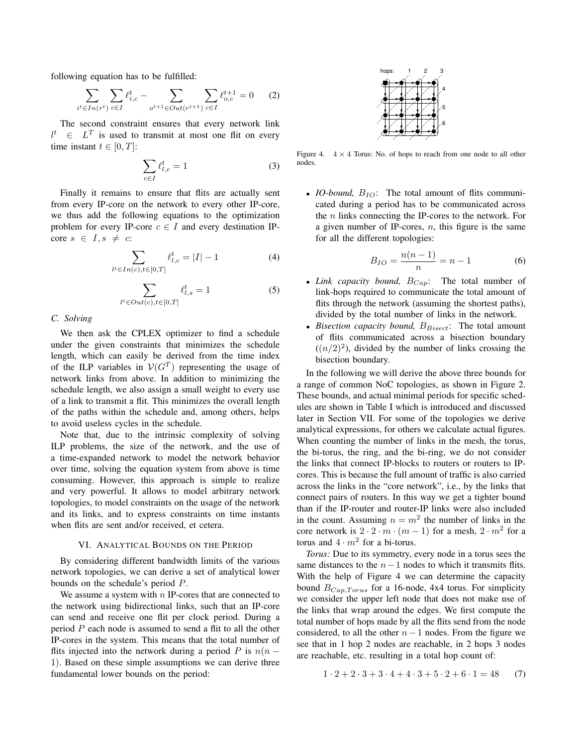following equation has to be fulfilled:

$$\sum_{i^t \in In(r^t)} \sum_{c \in I} \ell_{i,c}^t - \sum_{o^{t+1} \in Out(r^{t+1})} \sum_{c \in I} \ell_{o,c}^{t+1} = 0 \quad (2)$$

The second constraint ensures that every network link $l^t \in L^T$ is used to transmit at most one flit on every time instant $t \in [0, T]$:

$$\sum_{c \in I} \ell_{l,c}^t = 1 \quad (3)$$

Finally it remains to ensure that flits are actually sent from every IP-core on the network to every other IP-core, we thus add the following equations to the optimization problem for every IP-core $c \in I$ and every destination IP-core $s \in I, s \neq c$:

$$\sum_{l^t \in In(c), t \in [0,T]} \ell_{l,c}^t = |I| - 1 \quad (4)$$

$$\sum_{l^t \in Out(c), t \in [0,T]} \ell_{l,s}^t = 1 \quad (5)$$

### C. Solving

We then ask the CPLEX optimizer to find a schedule under the given constraints that minimizes the schedule length, which can easily be derived from the time index of the ILP variables in $\mathcal{V}(G^T)$ representing the usage of network links from above. In addition to minimizing the schedule length, we also assign a small weight to every use of a link to transmit a flit. This minimizes the overall length of the paths within the schedule and, among others, helps to avoid useless cycles in the schedule.

Note that, due to the intrinsic complexity of solving ILP problems, the size of the network, and the use of a time-expanded network to model the network behavior over time, solving the equation system from above is time consuming. However, this approach is simple to realize and very powerful. It allows to model arbitrary network topologies, to model constraints on the usage of the network and its links, and to express constraints on time instants when flits are sent and/or received, et cetera.

## VI. Analytical Bounds on the Period

By considering different bandwidth limits of the various network topologies, we can derive a set of analytical lower bounds on the schedule's period $P$.

We assume a system with $n$ IP-cores that are connected to the network using bidirectional links, such that an IP-core can send and receive one flit per clock period. During a period $P$ each node is assumed to send a flit to all the other IP-cores in the system. This means that the total number of flits injected into the network during a period $P$ is $n(n-1)$. Based on these simple assumptions we can derive three fundamental lower bounds on the period:

Figure 4. $4 \times 4$ Torus: No. of hops to reach from one node to all other nodes.

- *IO-bound, $B_{IO}$*: The total amount of flits communicated during a period has to be communicated across the $n$ links connecting the IP-cores to the network. For a given number of IP-cores, $n$, this figure is the same for all the different topologies:

$$B_{IO} = \frac{n(n-1)}{n} = n - 1 \quad (6)$$

- *Link capacity bound, $B_{Cap}$*: The total number of link-hops required to communicate the total amount of flits through the network (assuming the shortest paths), divided by the total number of links in the network.
- *Bisection capacity bound, $B_{Bisect}$*: The total amount of flits communicated across a bisection boundary ($(n/2)^2$), divided by the number of links crossing the bisection boundary.

In the following we will derive the above three bounds for a range of common NoC topologies, as shown in Figure 2. These bounds, and actual minimal periods for specific schedules are shown in Table I which is introduced and discussed later in Section VII. For some of the topologies we derive analytical expressions, for others we calculate actual figures. When counting the number of links in the mesh, the torus, the bi-torus, the ring, and the bi-ring, we do not consider the links that connect IP-blocks to routers or routers to IP-cores. This is because the full amount of traffic is also carried across the links in the "core network", i.e., by the links that connect pairs of routers. In this way we get a tighter bound than if the IP-router and router-IP links were also included in the count. Assuming $n = m^2$ the number of links in the core network is $2 \cdot 2 \cdot m \cdot (m-1)$ for a mesh, $2 \cdot m^2$ for a torus and $4 \cdot m^2$ for a bi-torus.

*Torus:* Due to its symmetry, every node in a torus sees the same distances to the $n-1$ nodes to which it transmits flits. With the help of Figure 4 we can determine the capacity bound $B_{Cap,Torus}$ for a 16-node, 4x4 torus. For simplicity we consider the upper left node that does not make use of the links that wrap around the edges. We first compute the total number of hops made by all the flits send from the node considered, to all the other $n-1$ nodes. From the figure we see that in 1 hop 2 nodes are reachable, in 2 hops 3 nodes are reachable, etc. resulting in a total hop count of:

$$1 \cdot 2 + 2 \cdot 3 + 3 \cdot 4 + 4 \cdot 3 + 5 \cdot 2 + 6 \cdot 1 = 48 \quad (7)$$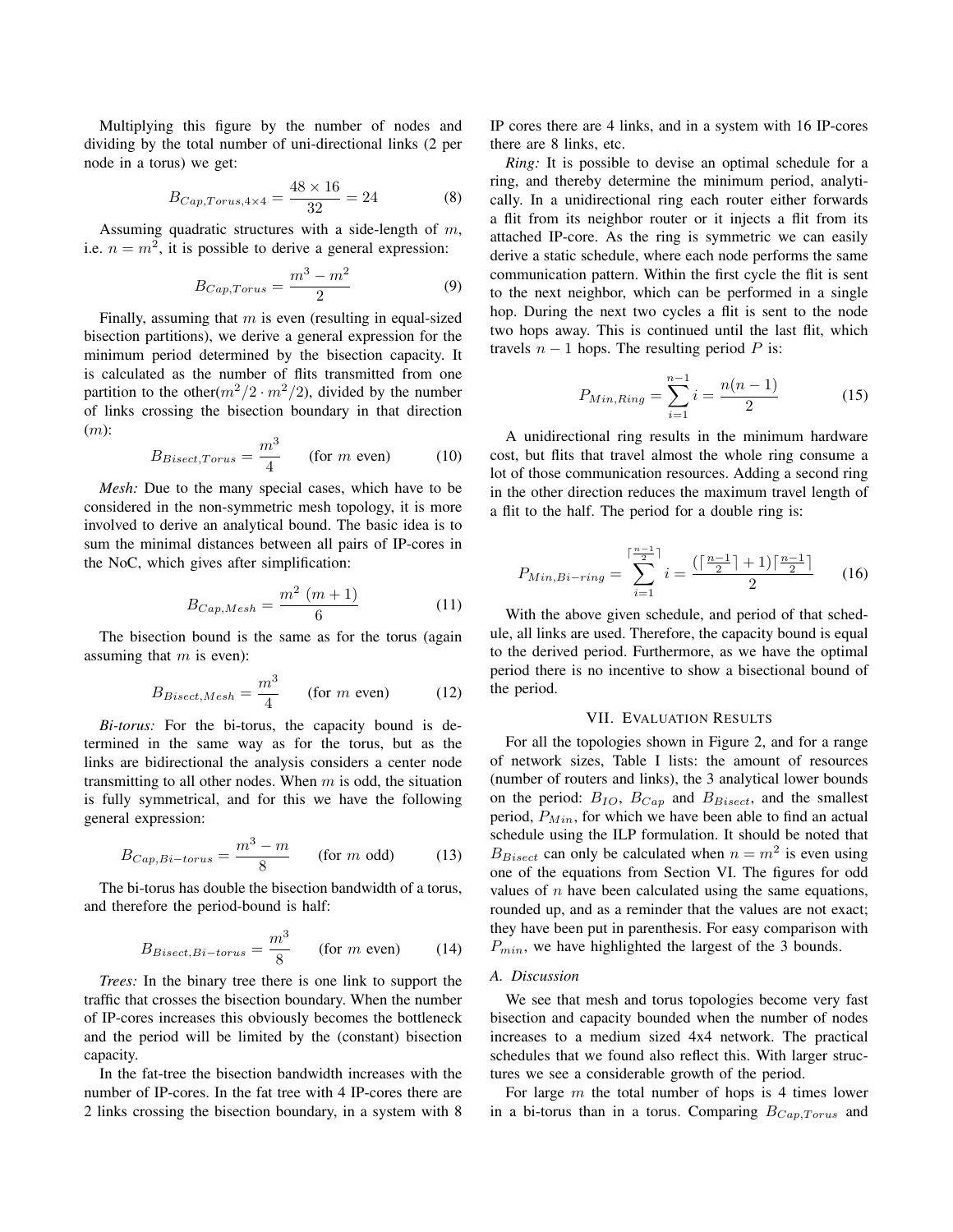Multiplying this figure by the number of nodes and dividing by the total number of uni-directional links (2 per node in a torus) we get:

$$B_{Cap,Torus,4\times4} = \frac{48 \times 16}{32} = 24 \tag{8}$$

Assuming quadratic structures with a side-length of $m$, i.e. $n = m^2$, it is possible to derive a general expression:

$$B_{Cap,Torus} = \frac{m^3 - m^2}{2} \tag{9}$$

Finally, assuming that $m$ is even (resulting in equal-sized bisection partitions), we derive a general expression for the minimum period determined by the bisection capacity. It is calculated as the number of flits transmitted from one partition to the other($m^2/2 \cdot m^2/2$), divided by the number of links crossing the bisection boundary in that direction ($m$):

$$B_{Bisect,Torus} = \frac{m^3}{4} \qquad \text{(for } m \text{ even)} \tag{10}$$

*Mesh:* Due to the many special cases, which have to be considered in the non-symmetric mesh topology, it is more involved to derive an analytical bound. The basic idea is to sum the minimal distances between all pairs of IP-cores in the NoC, which gives after simplification:

$$B_{Cap,Mesh} = \frac{m^2\ (m+1)}{6} \tag{11}$$

The bisection bound is the same as for the torus (again assuming that $m$ is even):

$$B_{Bisect,Mesh} = \frac{m^3}{4} \qquad \text{(for } m \text{ even)} \tag{12}$$

*Bi-torus:* For the bi-torus, the capacity bound is determined in the same way as for the torus, but as the links are bidirectional the analysis considers a center node transmitting to all other nodes. When $m$ is odd, the situation is fully symmetrical, and for this we have the following general expression:

$$B_{Cap,Bi-torus} = \frac{m^3 - m}{8} \qquad \text{(for } m \text{ odd)} \tag{13}$$

The bi-torus has double the bisection bandwidth of a torus, and therefore the period-bound is half:

$$B_{Bisect,Bi-torus} = \frac{m^3}{8} \qquad \text{(for } m \text{ even)} \tag{14}$$

*Trees:* In the binary tree there is one link to support the traffic that crosses the bisection boundary. When the number of IP-cores increases this obviously becomes the bottleneck and the period will be limited by the (constant) bisection capacity.

In the fat-tree the bisection bandwidth increases with the number of IP-cores. In the fat tree with 4 IP-cores there are 2 links crossing the bisection boundary, in a system with 8 IP cores there are 4 links, and in a system with 16 IP-cores there are 8 links, etc.

*Ring:* It is possible to devise an optimal schedule for a ring, and thereby determine the minimum period, analytically. In a unidirectional ring each router either forwards a flit from its neighbor router or it injects a flit from its attached IP-core. As the ring is symmetric we can easily derive a static schedule, where each node performs the same communication pattern. Within the first cycle the flit is sent to the next neighbor, which can be performed in a single hop. During the next two cycles a flit is sent to the node two hops away. This is continued until the last flit, which travels $n-1$ hops. The resulting period $P$ is:

$$P_{Min,Ring} = \sum_{i=1}^{n-1} i = \frac{n(n-1)}{2} \tag{15}$$

A unidirectional ring results in the minimum hardware cost, but flits that travel almost the whole ring consume a lot of those communication resources. Adding a second ring in the other direction reduces the maximum travel length of a flit to the half. The period for a double ring is:

$$P_{Min,Bi-ring} = \sum_{i=1}^{\lceil \frac{n-1}{2} \rceil} i = \frac{(\lceil \frac{n-1}{2} \rceil + 1)\lceil \frac{n-1}{2} \rceil}{2} \tag{16}$$

With the above given schedule, and period of that schedule, all links are used. Therefore, the capacity bound is equal to the derived period. Furthermore, as we have the optimal period there is no incentive to show a bisectional bound of the period.

## VII. Evaluation Results

For all the topologies shown in Figure 2, and for a range of network sizes, Table I lists: the amount of resources (number of routers and links), the 3 analytical lower bounds on the period: $B_{IO}$, $B_{Cap}$ and $B_{Bisect}$, and the smallest period, $P_{Min}$, for which we have been able to find an actual schedule using the ILP formulation. It should be noted that $B_{Bisect}$ can only be calculated when $n = m^2$ is even using one of the equations from Section VI. The figures for odd values of $n$ have been calculated using the same equations, rounded up, and as a reminder that the values are not exact; they have been put in parenthesis. For easy comparison with $P_{min}$, we have highlighted the largest of the 3 bounds.

### A. Discussion

We see that mesh and torus topologies become very fast bisection and capacity bounded when the number of nodes increases to a medium sized 4x4 network. The practical schedules that we found also reflect this. With larger structures we see a considerable growth of the period.

For large $m$ the total number of hops is 4 times lower in a bi-torus than in a torus. Comparing $B_{Cap,Torus}$ and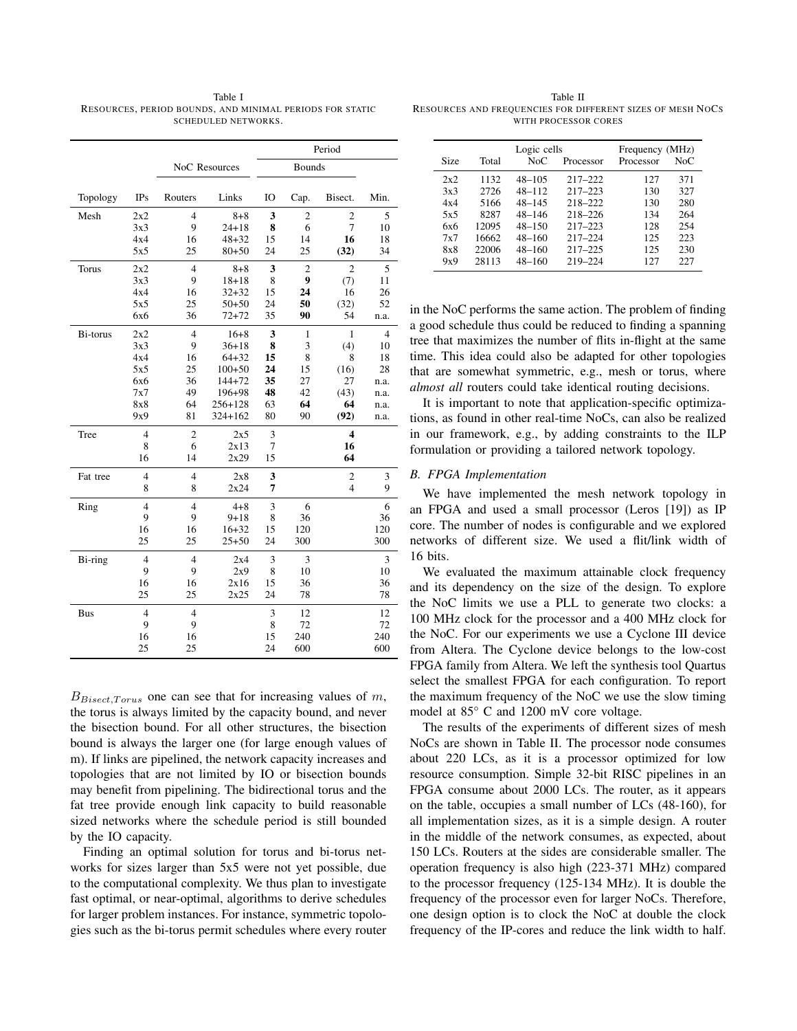Table I
RESOURCES, PERIOD BOUNDS, AND MINIMAL PERIODS FOR STATIC SCHEDULED NETWORKS.

| Topology | IPs | NoC Resources | | Period | | | |
|---|---|---|---|---|---|---|---|
| | | | | Bounds | | | |
| | | Routers | Links | IO | Cap. | Bisect. | Min. |
| Mesh | 2x2 | 4 | 8+8 | **3** | 2 | 2 | 5 |
| | 3x3 | 9 | 24+18 | **8** | 6 | 7 | 10 |
| | 4x4 | 16 | 48+32 | 15 | 14 | **16** | 18 |
| | 5x5 | 25 | 80+50 | 24 | 25 | **(32)** | 34 |
| Torus | 2x2 | 4 | 8+8 | **3** | 2 | 2 | 5 |
| | 3x3 | 9 | 18+18 | 8 | **9** | (7) | 11 |
| | 4x4 | 16 | 32+32 | 15 | **24** | 16 | 26 |
| | 5x5 | 25 | 50+50 | 24 | **50** | (32) | 52 |
| | 6x6 | 36 | 72+72 | 35 | **90** | 54 | n.a. |
| Bi-torus | 2x2 | 4 | 16+8 | **3** | 1 | 1 | 4 |
| | 3x3 | 9 | 36+18 | **8** | 3 | (4) | 10 |
| | 4x4 | 16 | 64+32 | **15** | 8 | 8 | 18 |
| | 5x5 | 25 | 100+50 | **24** | 15 | (16) | 28 |
| | 6x6 | 36 | 144+72 | **35** | 27 | 27 | n.a. |
| | 7x7 | 49 | 196+98 | **48** | 42 | (43) | n.a. |
| | 8x8 | 64 | 256+128 | 63 | **64** | **64** | n.a. |
| | 9x9 | 81 | 324+162 | 80 | 90 | **(92)** | n.a. |
| Tree | 4 | 2 | 2x5 | 3 | | **4** | |
| | 8 | 6 | 2x13 | 7 | | **16** | |
| | 16 | 14 | 2x29 | 15 | | **64** | |
| Fat tree | 4 | 4 | 2x8 | **3** | | 2 | 3 |
| | 8 | 8 | 2x24 | **7** | | 4 | 9 |
| Ring | 4 | 4 | 4+8 | 3 | 6 | | 6 |
| | 9 | 9 | 9+18 | 8 | 36 | | 36 |
| | 16 | 16 | 16+32 | 15 | 120 | | 120 |
| | 25 | 25 | 25+50 | 24 | 300 | | 300 |
| Bi-ring | 4 | 4 | 2x4 | 3 | 3 | | 3 |
| | 9 | 9 | 2x9 | 8 | 10 | | 10 |
| | 16 | 16 | 2x16 | 15 | 36 | | 36 |
| | 25 | 25 | 2x25 | 24 | 78 | | 78 |
| Bus | 4 | 4 | | 3 | 12 | | 12 |
| | 9 | 9 | | 8 | 72 | | 72 |
| | 16 | 16 | | 15 | 240 | | 240 |
| | 25 | 25 | | 24 | 600 | | 600 |

$B_{Bisect,Torus}$ one can see that for increasing values of $m$, the torus is always limited by the capacity bound, and never the bisection bound. For all other structures, the bisection bound is always the larger one (for large enough values of m). If links are pipelined, the network capacity increases and topologies that are not limited by IO or bisection bounds may benefit from pipelining. The bidirectional torus and the fat tree provide enough link capacity to build reasonable sized networks where the schedule period is still bounded by the IO capacity.

Finding an optimal solution for torus and bi-torus networks for sizes larger than 5x5 were not yet possible, due to the computational complexity. We thus plan to investigate fast optimal, or near-optimal, algorithms to derive schedules for larger problem instances. For instance, symmetric topologies such as the bi-torus permit schedules where every router in the NoC performs the same action. The problem of finding a good schedule thus could be reduced to finding a spanning tree that maximizes the number of flits in-flight at the same time. This idea could also be adapted for other topologies that are somewhat symmetric, e.g., mesh or torus, where *almost all* routers could take identical routing decisions.

It is important to note that application-specific optimizations, as found in other real-time NoCs, can also be realized in our framework, e.g., by adding constraints to the ILP formulation or providing a tailored network topology.

### B. FPGA Implementation

We have implemented the mesh network topology in an FPGA and used a small processor (Leros [19]) as IP core. The number of nodes is configurable and we explored networks of different size. We used a flit/link width of 16 bits.

We evaluated the maximum attainable clock frequency and its dependency on the size of the design. To explore the NoC limits we use a PLL to generate two clocks: a 100 MHz clock for the processor and a 400 MHz clock for the NoC. For our experiments we use a Cyclone III device from Altera. The Cyclone device belongs to the low-cost FPGA family from Altera. We left the synthesis tool Quartus select the smallest FPGA for each configuration. To report the maximum frequency of the NoC we use the slow timing model at 85° C and 1200 mV core voltage.

Table II
RESOURCES AND FREQUENCIES FOR DIFFERENT SIZES OF MESH NOCS WITH PROCESSOR CORES

| Size | Logic cells | | | Frequency (MHz) | |
|---|---|---|---|---|---|
| | Total | NoC | Processor | Processor | NoC |
| 2x2 | 1132 | 48–105 | 217–222 | 127 | 371 |
| 3x3 | 2726 | 48–112 | 217–223 | 130 | 327 |
| 4x4 | 5166 | 48–145 | 218–222 | 130 | 280 |
| 5x5 | 8287 | 48–146 | 218–226 | 134 | 264 |
| 6x6 | 12095 | 48–150 | 217–223 | 128 | 254 |
| 7x7 | 16662 | 48–160 | 217–224 | 125 | 223 |
| 8x8 | 22006 | 48–160 | 217–225 | 125 | 230 |
| 9x9 | 28113 | 48–160 | 219–224 | 127 | 227 |

The results of the experiments of different sizes of mesh NoCs are shown in Table II. The processor node consumes about 220 LCs, as it is a processor optimized for low resource consumption. Simple 32-bit RISC pipelines in an FPGA consume about 2000 LCs. The router, as it appears on the table, occupies a small number of LCs (48-160), for all implementation sizes, as it is a simple design. A router in the middle of the network consumes, as expected, about 150 LCs. Routers at the sides are considerable smaller. The operation frequency is also high (223-371 MHz) compared to the processor frequency (125-134 MHz). It is double the frequency of the processor even for larger NoCs. Therefore, one design option is to clock the NoC at double the clock frequency of the IP-cores and reduce the link width to half.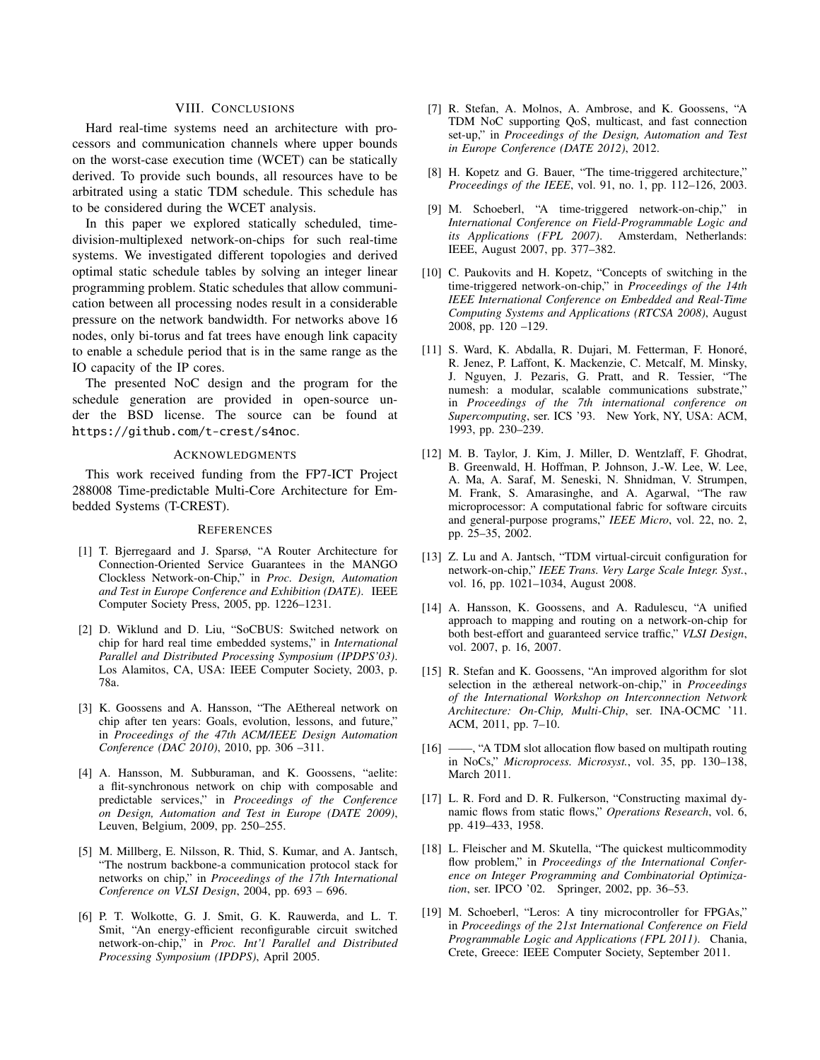## VIII. Conclusions

Hard real-time systems need an architecture with processors and communication channels where upper bounds on the worst-case execution time (WCET) can be statically derived. To provide such bounds, all resources have to be arbitrated using a static TDM schedule. This schedule has to be considered during the WCET analysis.

In this paper we explored statically scheduled, time-division-multiplexed network-on-chips for such real-time systems. We investigated different topologies and derived optimal static schedule tables by solving an integer linear programming problem. Static schedules that allow communication between all processing nodes result in a considerable pressure on the network bandwidth. For networks above 16 nodes, only bi-torus and fat trees have enough link capacity to enable a schedule period that is in the same range as the IO capacity of the IP cores.

The presented NoC design and the program for the schedule generation are provided in open-source under the BSD license. The source can be found at `https://github.com/t-crest/s4noc`.

## Acknowledgments

This work received funding from the FP7-ICT Project 288008 Time-predictable Multi-Core Architecture for Embedded Systems (T-CREST).

## References

[1] T. Bjerregaard and J. Sparsø, "A Router Architecture for Connection-Oriented Service Guarantees in the MANGO Clockless Network-on-Chip," in *Proc. Design, Automation and Test in Europe Conference and Exhibition (DATE)*. IEEE Computer Society Press, 2005, pp. 1226–1231.

[2] D. Wiklund and D. Liu, "SoCBUS: Switched network on chip for hard real time embedded systems," in *International Parallel and Distributed Processing Symposium (IPDPS'03)*. Los Alamitos, CA, USA: IEEE Computer Society, 2003, p. 78a.

[3] K. Goossens and A. Hansson, "The AEthereal network on chip after ten years: Goals, evolution, lessons, and future," in *Proceedings of the 47th ACM/IEEE Design Automation Conference (DAC 2010)*, 2010, pp. 306 –311.

[4] A. Hansson, M. Subburaman, and K. Goossens, "aelite: a flit-synchronous network on chip with composable and predictable services," in *Proceedings of the Conference on Design, Automation and Test in Europe (DATE 2009)*, Leuven, Belgium, 2009, pp. 250–255.

[5] M. Millberg, E. Nilsson, R. Thid, S. Kumar, and A. Jantsch, "The nostrum backbone-a communication protocol stack for networks on chip," in *Proceedings of the 17th International Conference on VLSI Design*, 2004, pp. 693 – 696.

[6] P. T. Wolkotte, G. J. Smit, G. K. Rauwerda, and L. T. Smit, "An energy-efficient reconfigurable circuit switched network-on-chip," in *Proc. Int'l Parallel and Distributed Processing Symposium (IPDPS)*, April 2005.

[7] R. Stefan, A. Molnos, A. Ambrose, and K. Goossens, "A TDM NoC supporting QoS, multicast, and fast connection set-up," in *Proceedings of the Design, Automation and Test in Europe Conference (DATE 2012)*, 2012.

[8] H. Kopetz and G. Bauer, "The time-triggered architecture," *Proceedings of the IEEE*, vol. 91, no. 1, pp. 112–126, 2003.

[9] M. Schoeberl, "A time-triggered network-on-chip," in *International Conference on Field-Programmable Logic and its Applications (FPL 2007)*. Amsterdam, Netherlands: IEEE, August 2007, pp. 377–382.

[10] C. Paukovits and H. Kopetz, "Concepts of switching in the time-triggered network-on-chip," in *Proceedings of the 14th IEEE International Conference on Embedded and Real-Time Computing Systems and Applications (RTCSA 2008)*, August 2008, pp. 120 –129.

[11] S. Ward, K. Abdalla, R. Dujari, M. Fetterman, F. Honoré, R. Jenez, P. Laffont, K. Mackenzie, C. Metcalf, M. Minsky, J. Nguyen, J. Pezaris, G. Pratt, and R. Tessier, "The numesh: a modular, scalable communications substrate," in *Proceedings of the 7th international conference on Supercomputing*, ser. ICS '93. New York, NY, USA: ACM, 1993, pp. 230–239.

[12] M. B. Taylor, J. Kim, J. Miller, D. Wentzlaff, F. Ghodrat, B. Greenwald, H. Hoffman, P. Johnson, J.-W. Lee, W. Lee, A. Ma, A. Saraf, M. Seneski, N. Shnidman, V. Strumpen, M. Frank, S. Amarasinghe, and A. Agarwal, "The raw microprocessor: A computational fabric for software circuits and general-purpose programs," *IEEE Micro*, vol. 22, no. 2, pp. 25–35, 2002.

[13] Z. Lu and A. Jantsch, "TDM virtual-circuit configuration for network-on-chip," *IEEE Trans. Very Large Scale Integr. Syst.*, vol. 16, pp. 1021–1034, August 2008.

[14] A. Hansson, K. Goossens, and A. Radulescu, "A unified approach to mapping and routing on a network-on-chip for both best-effort and guaranteed service traffic," *VLSI Design*, vol. 2007, p. 16, 2007.

[15] R. Stefan and K. Goossens, "An improved algorithm for slot selection in the æthereal network-on-chip," in *Proceedings of the International Workshop on Interconnection Network Architecture: On-Chip, Multi-Chip*, ser. INA-OCMC '11. ACM, 2011, pp. 7–10.

[16] ——, "A TDM slot allocation flow based on multipath routing in NoCs," *Microprocess. Microsyst.*, vol. 35, pp. 130–138, March 2011.

[17] L. R. Ford and D. R. Fulkerson, "Constructing maximal dynamic flows from static flows," *Operations Research*, vol. 6, pp. 419–433, 1958.

[18] L. Fleischer and M. Skutella, "The quickest multicommodity flow problem," in *Proceedings of the International Conference on Integer Programming and Combinatorial Optimization*, ser. IPCO '02. Springer, 2002, pp. 36–53.

[19] M. Schoeberl, "Leros: A tiny microcontroller for FPGAs," in *Proceedings of the 21st International Conference on Field Programmable Logic and Applications (FPL 2011)*. Chania, Crete, Greece: IEEE Computer Society, September 2011.